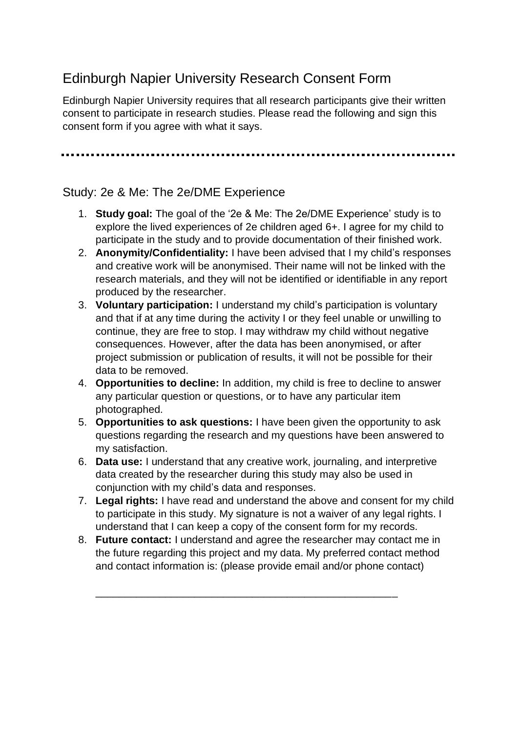# Edinburgh Napier University Research Consent Form

Edinburgh Napier University requires that all research participants give their written consent to participate in research studies. Please read the following and sign this consent form if you agree with what it says.

---

## Study: 2e & Me: The 2e/DME Experience

1. **Study goal:** The goal of the '2e & Me: The 2e/DME Experience' study is to explore the lived experiences of 2e children aged 6+. I agree for my child to participate in the study and to provide documentation of their finished work.
2. **Anonymity/Confidentiality:** I have been advised that I my child's responses and creative work will be anonymised. Their name will not be linked with the research materials, and they will not be identified or identifiable in any report produced by the researcher.
3. **Voluntary participation:** I understand my child's participation is voluntary and that if at any time during the activity I or they feel unable or unwilling to continue, they are free to stop. I may withdraw my child without negative consequences. However, after the data has been anonymised, or after project submission or publication of results, it will not be possible for their data to be removed.
4. **Opportunities to decline:** In addition, my child is free to decline to answer any particular question or questions, or to have any particular item photographed.
5. **Opportunities to ask questions:** I have been given the opportunity to ask questions regarding the research and my questions have been answered to my satisfaction.
6. **Data use:** I understand that any creative work, journaling, and interpretive data created by the researcher during this study may also be used in conjunction with my child's data and responses.
7. **Legal rights:** I have read and understand the above and consent for my child to participate in this study. My signature is not a waiver of any legal rights. I understand that I can keep a copy of the consent form for my records.
8. **Future contact:** I understand and agree the researcher may contact me in the future regarding this project and my data. My preferred contact method and contact information is: (please provide email and/or phone contact)

   ______________________________________________________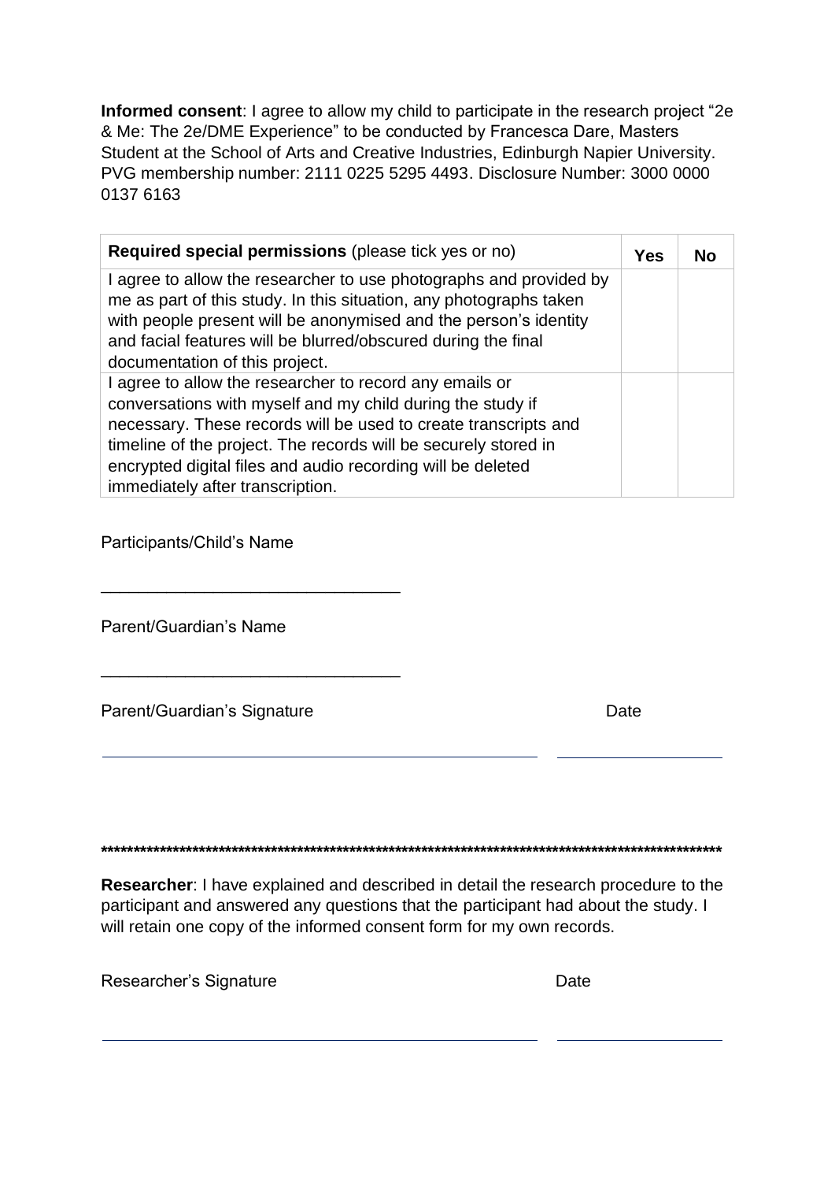**Informed consent**: I agree to allow my child to participate in the research project "2e & Me: The 2e/DME Experience" to be conducted by Francesca Dare, Masters Student at the School of Arts and Creative Industries, Edinburgh Napier University. PVG membership number: 2111 0225 5295 4493. Disclosure Number: 3000 0000 0137 6163

| **Required special permissions** (please tick yes or no) | **Yes** | **No** |
|---|---|---|
| I agree to allow the researcher to use photographs and provided by me as part of this study. In this situation, any photographs taken with people present will be anonymised and the person's identity and facial features will be blurred/obscured during the final documentation of this project. | | |
| I agree to allow the researcher to record any emails or conversations with myself and my child during the study if necessary. These records will be used to create transcripts and timeline of the project. The records will be securely stored in encrypted digital files and audio recording will be deleted immediately after transcription. | | |

Participants/Child's Name

________________________________

Parent/Guardian's Name

________________________________

Parent/Guardian's Signature &emsp;&emsp;&emsp;&emsp;&emsp;&emsp;&emsp;&emsp;&emsp;&emsp; Date

________________________________________________ &emsp; __________________

****************************************************************************************************

**Researcher**: I have explained and described in detail the research procedure to the participant and answered any questions that the participant had about the study. I will retain one copy of the informed consent form for my own records.

Researcher's Signature &emsp;&emsp;&emsp;&emsp;&emsp;&emsp;&emsp;&emsp;&emsp;&emsp; Date

________________________________________________ &emsp; __________________